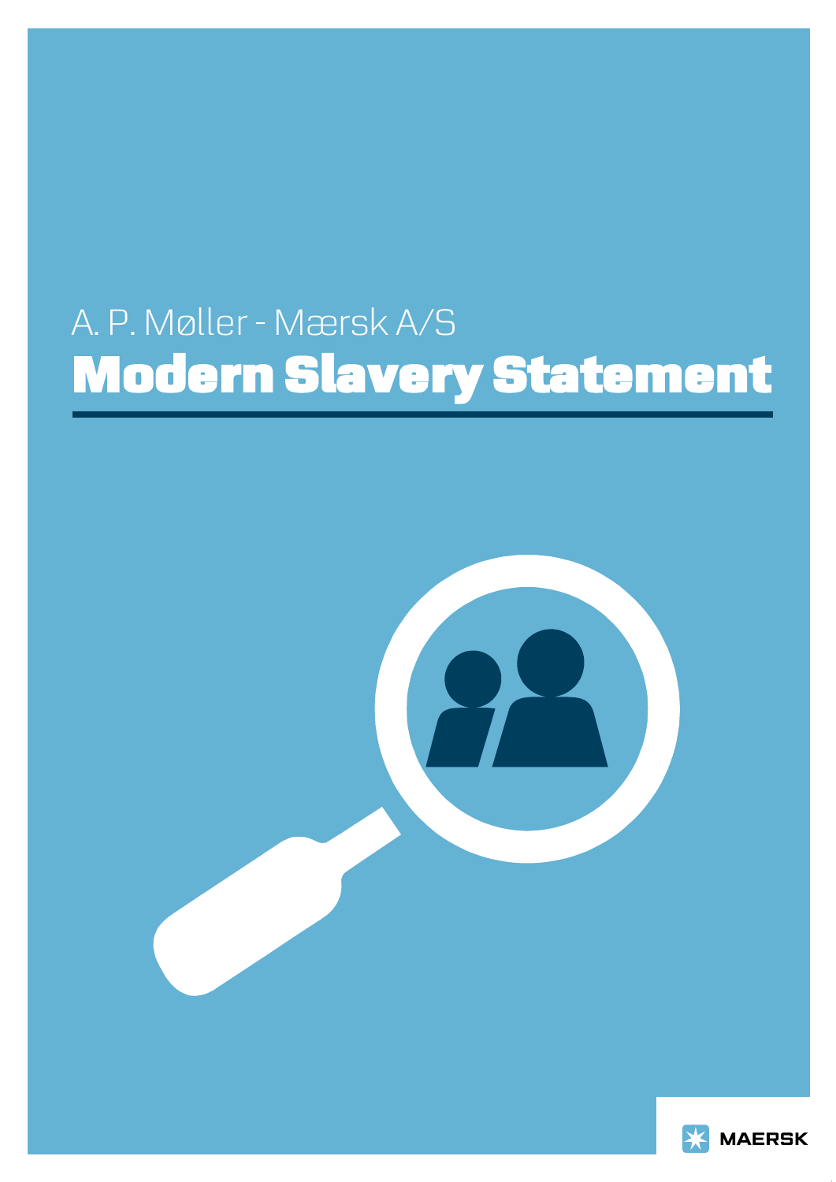A. P. Møller - Mærsk A/S

# Modern Slavery Statement

MAERSK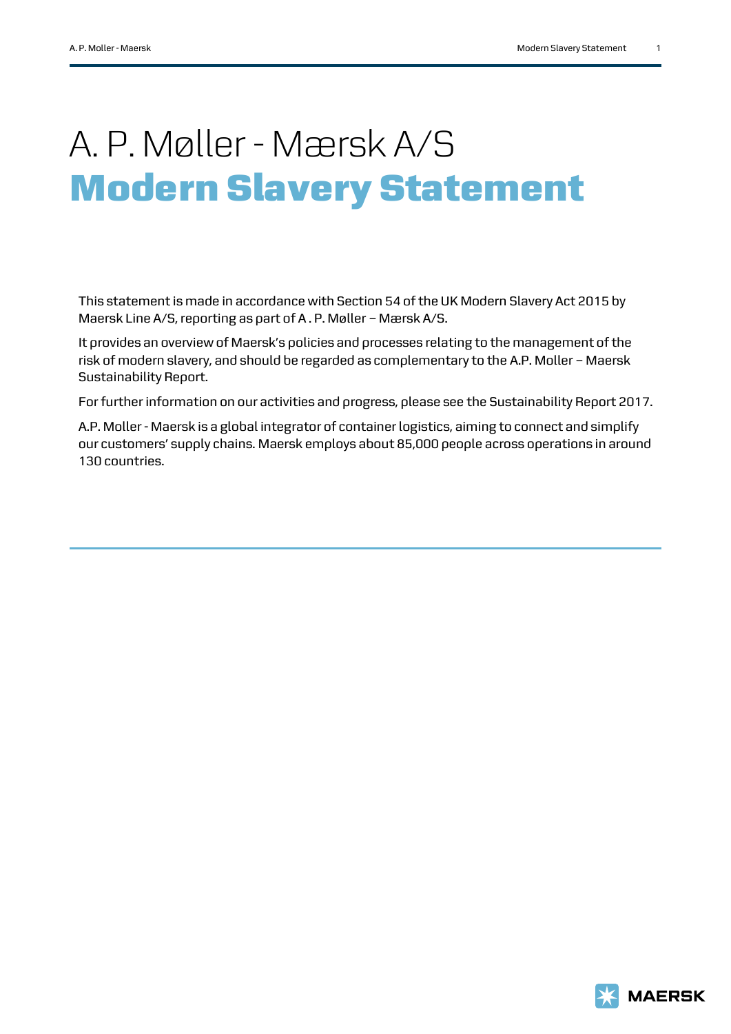# A. P. Møller - Mærsk A/S

# Modern Slavery Statement

This statement is made in accordance with Section 54 of the UK Modern Slavery Act 2015 by Maersk Line A/S, reporting as part of A . P. Møller – Mærsk A/S.

It provides an overview of Maersk's policies and processes relating to the management of the risk of modern slavery, and should be regarded as complementary to the A.P. Moller – Maersk Sustainability Report.

For further information on our activities and progress, please see the Sustainability Report 2017.

A.P. Moller - Maersk is a global integrator of container logistics, aiming to connect and simplify our customers' supply chains. Maersk employs about 85,000 people across operations in around 130 countries.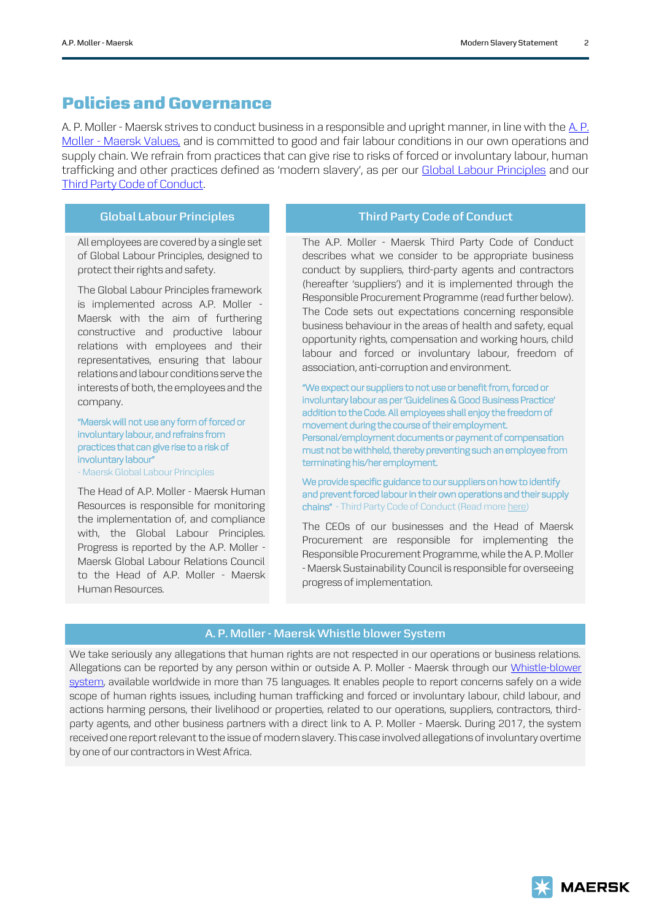# Policies and Governance

A. P. Moller - Maersk strives to conduct business in a responsible and upright manner, in line with the A. P. Moller - Maersk Values, and is committed to good and fair labour conditions in our own operations and supply chain. We refrain from practices that can give rise to risks of forced or involuntary labour, human trafficking and other practices defined as 'modern slavery', as per our Global Labour Principles and our Third Party Code of Conduct.

## Global Labour Principles

All employees are covered by a single set of Global Labour Principles, designed to protect their rights and safety.

The Global Labour Principles framework is implemented across A.P. Moller - Maersk with the aim of furthering constructive and productive labour relations with employees and their representatives, ensuring that labour relations and labour conditions serve the interests of both, the employees and the company.

> "Maersk will not use any form of forced or involuntary labour, and refrains from practices that can give rise to a risk of involuntary labour"
> - Maersk Global Labour Principles

The Head of A.P. Moller - Maersk Human Resources is responsible for monitoring the implementation of, and compliance with, the Global Labour Principles. Progress is reported by the A.P. Moller - Maersk Global Labour Relations Council to the Head of A.P. Moller - Maersk Human Resources.

## Third Party Code of Conduct

The A.P. Moller - Maersk Third Party Code of Conduct describes what we consider to be appropriate business conduct by suppliers, third-party agents and contractors (hereafter 'suppliers') and it is implemented through the Responsible Procurement Programme (read further below). The Code sets out expectations concerning responsible business behaviour in the areas of health and safety, equal opportunity rights, compensation and working hours, child labour and forced or involuntary labour, freedom of association, anti-corruption and environment.

> "We expect our suppliers to not use or benefit from, forced or involuntary labour as per 'Guidelines & Good Business Practice' addition to the Code. All employees shall enjoy the freedom of movement during the course of their employment. Personal/employment documents or payment of compensation must not be withheld, thereby preventing such an employee from terminating his/her employment.
>
> We provide specific guidance to our suppliers on how to identify and prevent forced labour in their own operations and their supply chains" - Third Party Code of Conduct (Read more here)

The CEOs of our businesses and the Head of Maersk Procurement are responsible for implementing the Responsible Procurement Programme, while the A. P. Moller - Maersk Sustainability Council is responsible for overseeing progress of implementation.

## A. P. Moller - Maersk Whistle blower System

We take seriously any allegations that human rights are not respected in our operations or business relations. Allegations can be reported by any person within or outside A. P. Moller - Maersk through our Whistle-blower system, available worldwide in more than 75 languages. It enables people to report concerns safely on a wide scope of human rights issues, including human trafficking and forced or involuntary labour, child labour, and actions harming persons, their livelihood or properties, related to our operations, suppliers, contractors, third-party agents, and other business partners with a direct link to A. P. Moller - Maersk. During 2017, the system received one report relevant to the issue of modern slavery. This case involved allegations of involuntary overtime by one of our contractors in West Africa.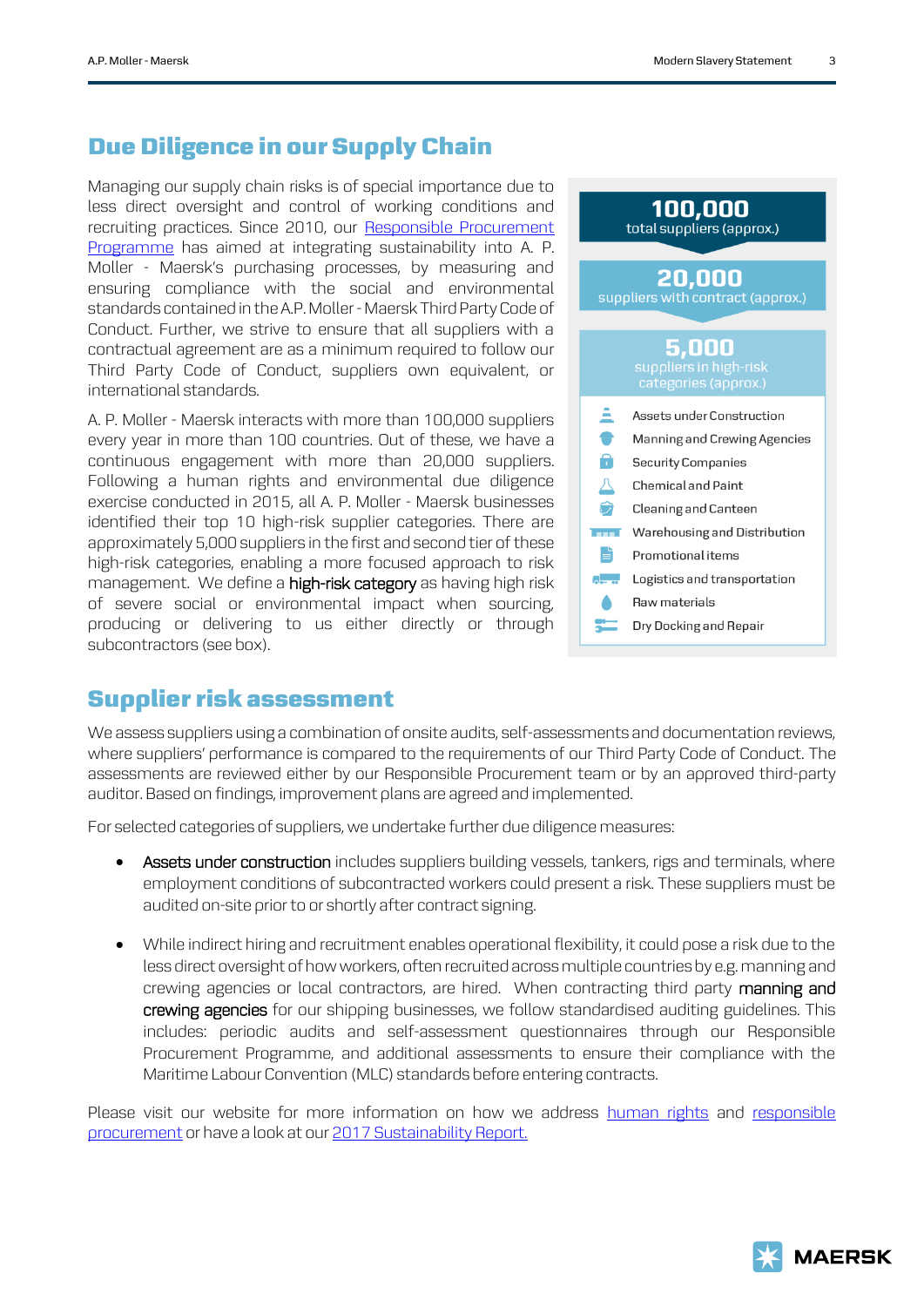## Due Diligence in our Supply Chain

Managing our supply chain risks is of special importance due to less direct oversight and control of working conditions and recruiting practices. Since 2010, our Responsible Procurement Programme has aimed at integrating sustainability into A. P. Moller - Maersk's purchasing processes, by measuring and ensuring compliance with the social and environmental standards contained in the A.P. Moller - Maersk Third Party Code of Conduct. Further, we strive to ensure that all suppliers with a contractual agreement are as a minimum required to follow our Third Party Code of Conduct, suppliers own equivalent, or international standards.

A. P. Moller - Maersk interacts with more than 100,000 suppliers every year in more than 100 countries. Out of these, we have a continuous engagement with more than 20,000 suppliers. Following a human rights and environmental due diligence exercise conducted in 2015, all A. P. Moller - Maersk businesses identified their top 10 high-risk supplier categories. There are approximately 5,000 suppliers in the first and second tier of these high-risk categories, enabling a more focused approach to risk management. We define a **high-risk category** as having high risk of severe social or environmental impact when sourcing, producing or delivering to us either directly or through subcontractors (see box).

**100,000**
total suppliers (approx.)

**20,000**
suppliers with contract (approx.)

**5,000**
suppliers in high-risk categories (approx.)

- Assets under Construction
- Manning and Crewing Agencies
- Security Companies
- Chemical and Paint
- Cleaning and Canteen
- Warehousing and Distribution
- Promotional items
- Logistics and transportation
- Raw materials
- Dry Docking and Repair

## Supplier risk assessment

We assess suppliers using a combination of onsite audits, self-assessments and documentation reviews, where suppliers' performance is compared to the requirements of our Third Party Code of Conduct. The assessments are reviewed either by our Responsible Procurement team or by an approved third-party auditor. Based on findings, improvement plans are agreed and implemented.

For selected categories of suppliers, we undertake further due diligence measures:

- **Assets under construction** includes suppliers building vessels, tankers, rigs and terminals, where employment conditions of subcontracted workers could present a risk. These suppliers must be audited on-site prior to or shortly after contract signing.
- While indirect hiring and recruitment enables operational flexibility, it could pose a risk due to the less direct oversight of how workers, often recruited across multiple countries by e.g. manning and crewing agencies or local contractors, are hired. When contracting third party **manning and crewing agencies** for our shipping businesses, we follow standardised auditing guidelines. This includes: periodic audits and self-assessment questionnaires through our Responsible Procurement Programme, and additional assessments to ensure their compliance with the Maritime Labour Convention (MLC) standards before entering contracts.

Please visit our website for more information on how we address human rights and responsible procurement or have a look at our 2017 Sustainability Report.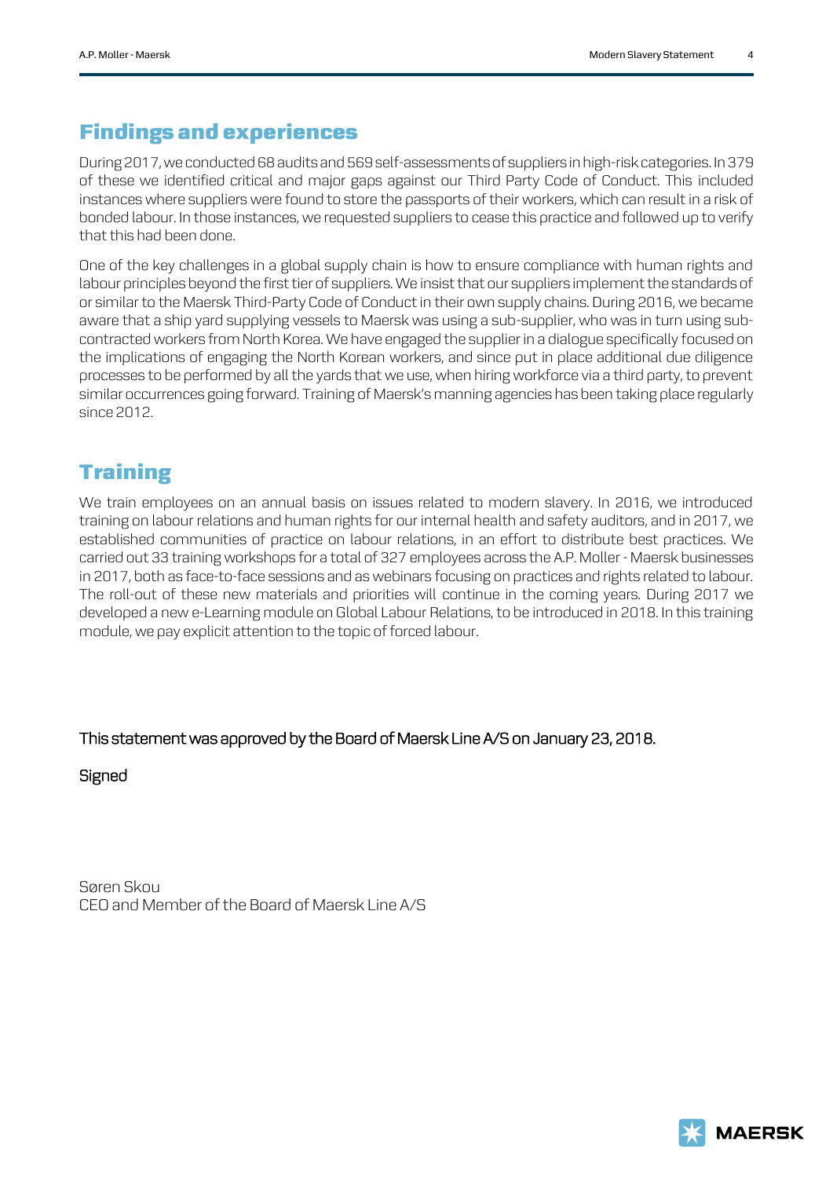## Findings and experiences

During 2017, we conducted 68 audits and 569 self-assessments of suppliers in high-risk categories. In 379 of these we identified critical and major gaps against our Third Party Code of Conduct. This included instances where suppliers were found to store the passports of their workers, which can result in a risk of bonded labour. In those instances, we requested suppliers to cease this practice and followed up to verify that this had been done.

One of the key challenges in a global supply chain is how to ensure compliance with human rights and labour principles beyond the first tier of suppliers. We insist that our suppliers implement the standards of or similar to the Maersk Third-Party Code of Conduct in their own supply chains. During 2016, we became aware that a ship yard supplying vessels to Maersk was using a sub-supplier, who was in turn using sub-contracted workers from North Korea. We have engaged the supplier in a dialogue specifically focused on the implications of engaging the North Korean workers, and since put in place additional due diligence processes to be performed by all the yards that we use, when hiring workforce via a third party, to prevent similar occurrences going forward. Training of Maersk's manning agencies has been taking place regularly since 2012.

## Training

We train employees on an annual basis on issues related to modern slavery. In 2016, we introduced training on labour relations and human rights for our internal health and safety auditors, and in 2017, we established communities of practice on labour relations, in an effort to distribute best practices. We carried out 33 training workshops for a total of 327 employees across the A.P. Moller - Maersk businesses in 2017, both as face-to-face sessions and as webinars focusing on practices and rights related to labour. The roll-out of these new materials and priorities will continue in the coming years. During 2017 we developed a new e-Learning module on Global Labour Relations, to be introduced in 2018. In this training module, we pay explicit attention to the topic of forced labour.

This statement was approved by the Board of Maersk Line A/S on January 23, 2018.

Signed

Søren Skou
CEO and Member of the Board of Maersk Line A/S